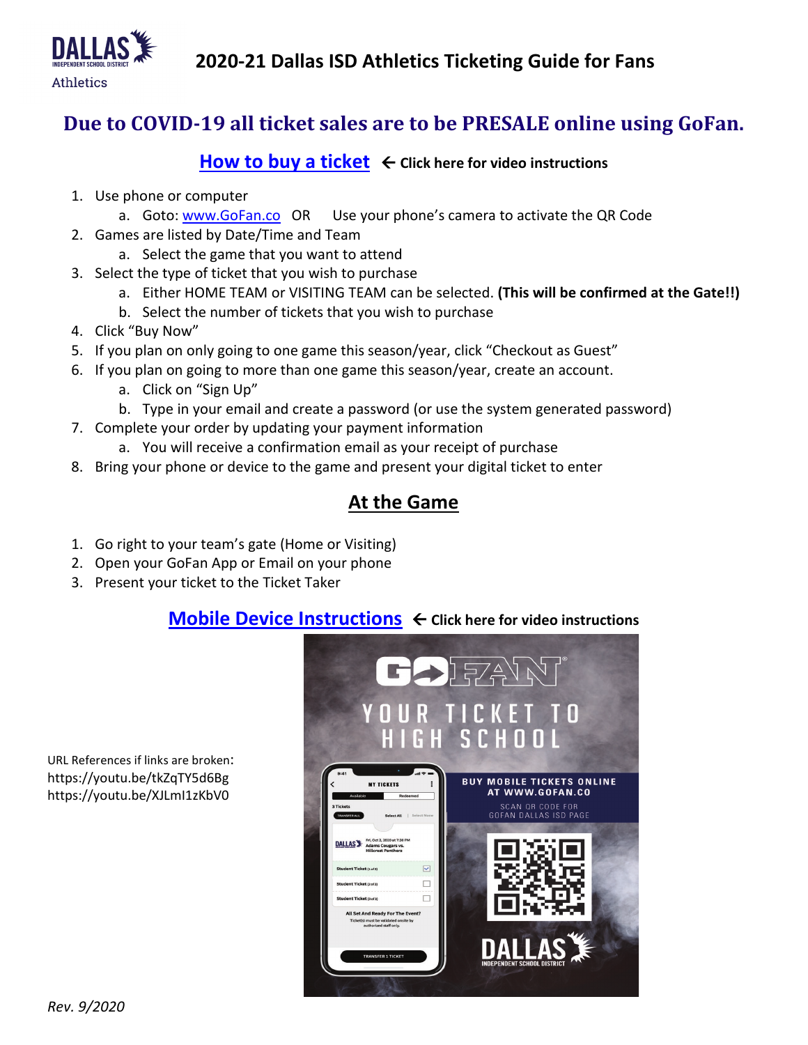# 2020-21 Dallas ISD Athletics Ticketing Guide for Fans

## Due to COVID-19 all ticket sales are to be PRESALE online using GoFan.

### How to buy a ticket ← **Click here for video instructions**

1. Use phone or computer
   a. Goto: www.GoFan.co OR Use your phone's camera to activate the QR Code
2. Games are listed by Date/Time and Team
   a. Select the game that you want to attend
3. Select the type of ticket that you wish to purchase
   a. Either HOME TEAM or VISITING TEAM can be selected. **(This will be confirmed at the Gate!!)**
   b. Select the number of tickets that you wish to purchase
4. Click "Buy Now"
5. If you plan on only going to one game this season/year, click "Checkout as Guest"
6. If you plan on going to more than one game this season/year, create an account.
   a. Click on "Sign Up"
   b. Type in your email and create a password (or use the system generated password)
7. Complete your order by updating your payment information
   a. You will receive a confirmation email as your receipt of purchase
8. Bring your phone or device to the game and present your digital ticket to enter

### At the Game

1. Go right to your team's gate (Home or Visiting)
2. Open your GoFan App or Email on your phone
3. Present your ticket to the Ticket Taker

### Mobile Device Instructions ← **Click here for video instructions**

URL References if links are broken:
https://youtu.be/tkZqTY5d6Bg
https://youtu.be/XJLmI1zKbV0

*Rev. 9/2020*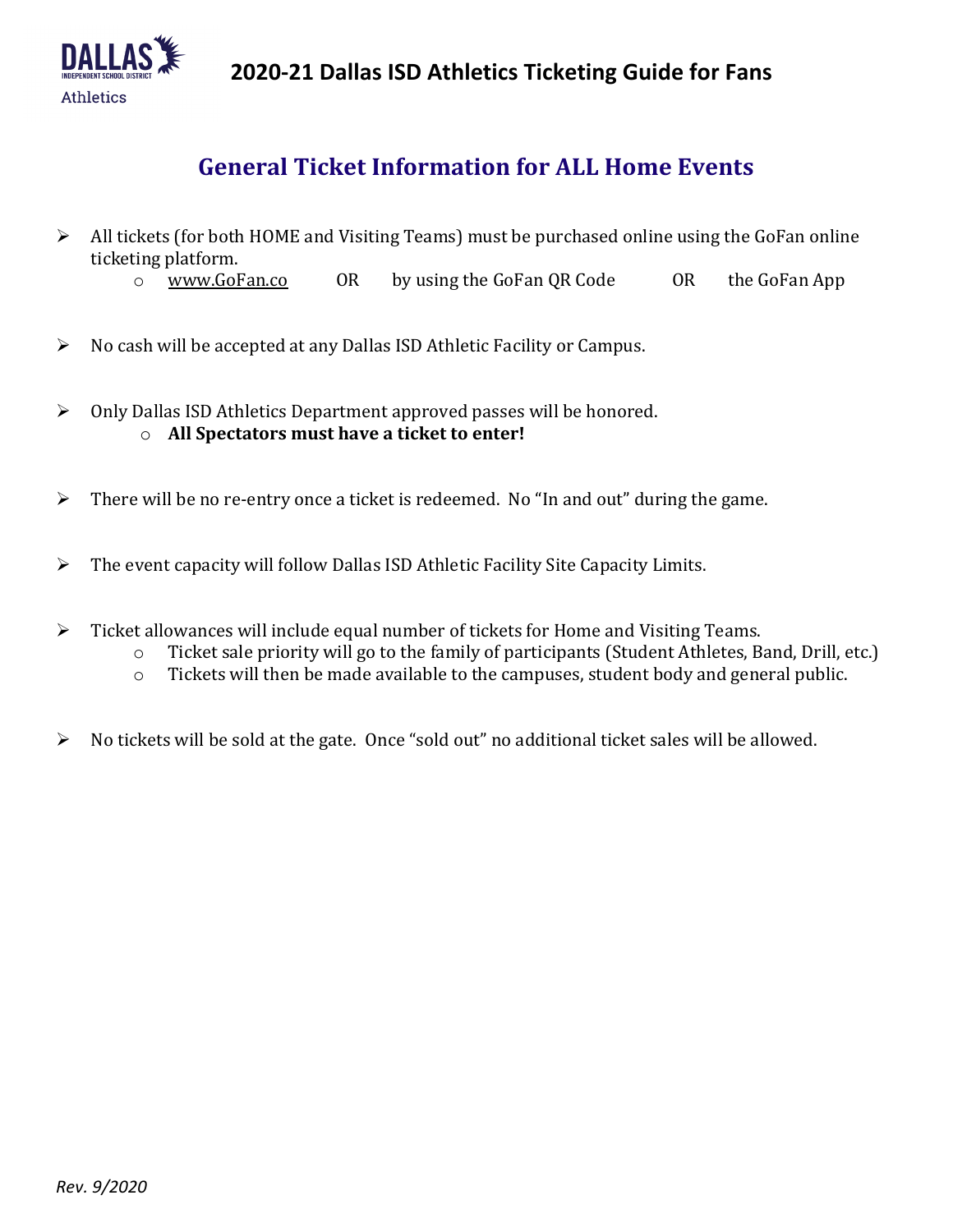# 2020-21 Dallas ISD Athletics Ticketing Guide for Fans

## General Ticket Information for ALL Home Events

- All tickets (for both HOME and Visiting Teams) must be purchased online using the GoFan online ticketing platform.
  - www.GoFan.co OR by using the GoFan QR Code OR the GoFan App

- No cash will be accepted at any Dallas ISD Athletic Facility or Campus.

- Only Dallas ISD Athletics Department approved passes will be honored.
  - **All Spectators must have a ticket to enter!**

- There will be no re-entry once a ticket is redeemed. No "In and out" during the game.

- The event capacity will follow Dallas ISD Athletic Facility Site Capacity Limits.

- Ticket allowances will include equal number of tickets for Home and Visiting Teams.
  - Ticket sale priority will go to the family of participants (Student Athletes, Band, Drill, etc.)
  - Tickets will then be made available to the campuses, student body and general public.

- No tickets will be sold at the gate. Once "sold out" no additional ticket sales will be allowed.

*Rev. 9/2020*